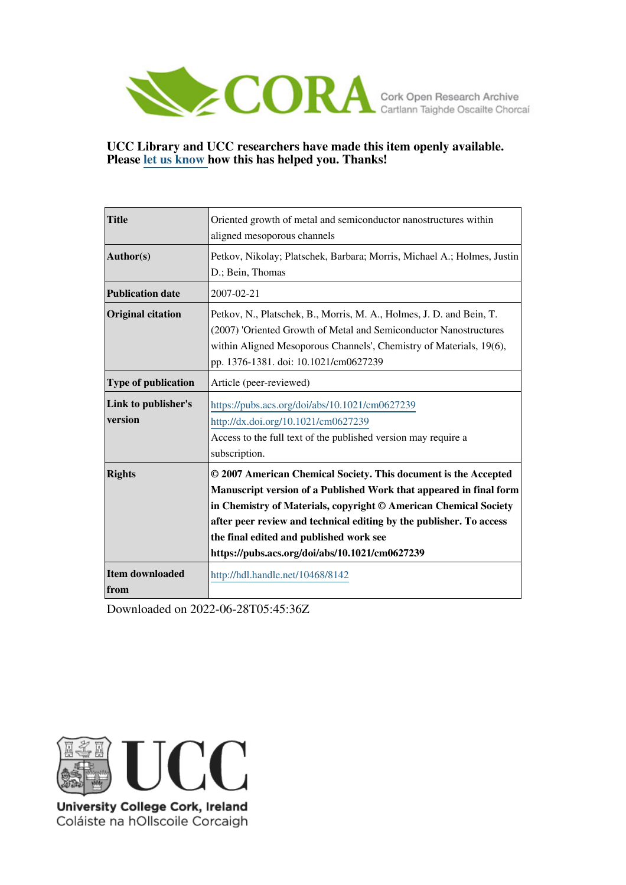**UCC Library and UCC researchers have made this item openly available. Please let us know how this has helped you. Thanks!**

| | |
|---|---|
| **Title** | Oriented growth of metal and semiconductor nanostructures within aligned mesoporous channels |
| **Author(s)** | Petkov, Nikolay; Platschek, Barbara; Morris, Michael A.; Holmes, Justin D.; Bein, Thomas |
| **Publication date** | 2007-02-21 |
| **Original citation** | Petkov, N., Platschek, B., Morris, M. A., Holmes, J. D. and Bein, T. (2007) 'Oriented Growth of Metal and Semiconductor Nanostructures within Aligned Mesoporous Channels', Chemistry of Materials, 19(6), pp. 1376-1381. doi: 10.1021/cm0627239 |
| **Type of publication** | Article (peer-reviewed) |
| **Link to publisher's version** | https://pubs.acs.org/doi/abs/10.1021/cm0627239 http://dx.doi.org/10.1021/cm0627239 Access to the full text of the published version may require a subscription. |
| **Rights** | **© 2007 American Chemical Society. This document is the Accepted Manuscript version of a Published Work that appeared in final form in Chemistry of Materials, copyright © American Chemical Society after peer review and technical editing by the publisher. To access the final edited and published work see https://pubs.acs.org/doi/abs/10.1021/cm0627239** |
| **Item downloaded from** | http://hdl.handle.net/10468/8142 |

Downloaded on 2022-06-28T05:45:36Z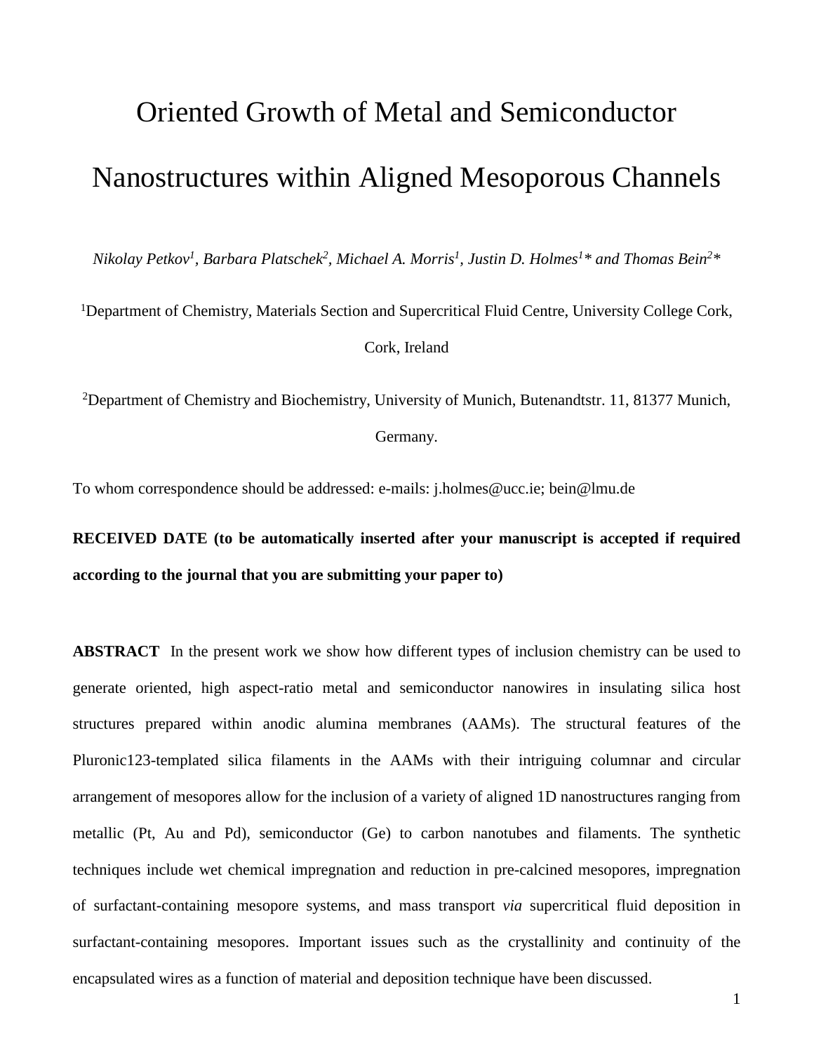# Oriented Growth of Metal and Semiconductor Nanostructures within Aligned Mesoporous Channels

*Nikolay Petkov[1], Barbara Platschek[2], Michael A. Morris[1], Justin D. Holmes[1]\* and Thomas Bein[2]\**

[1]Department of Chemistry, Materials Section and Supercritical Fluid Centre, University College Cork, Cork, Ireland

[2]Department of Chemistry and Biochemistry, University of Munich, Butenandtstr. 11, 81377 Munich, Germany.

To whom correspondence should be addressed: e-mails: j.holmes@ucc.ie; bein@lmu.de

**RECEIVED DATE (to be automatically inserted after your manuscript is accepted if required according to the journal that you are submitting your paper to)**

**ABSTRACT** In the present work we show how different types of inclusion chemistry can be used to generate oriented, high aspect-ratio metal and semiconductor nanowires in insulating silica host structures prepared within anodic alumina membranes (AAMs). The structural features of the Pluronic123-templated silica filaments in the AAMs with their intriguing columnar and circular arrangement of mesopores allow for the inclusion of a variety of aligned 1D nanostructures ranging from metallic (Pt, Au and Pd), semiconductor (Ge) to carbon nanotubes and filaments. The synthetic techniques include wet chemical impregnation and reduction in pre-calcined mesopores, impregnation of surfactant-containing mesopore systems, and mass transport *via* supercritical fluid deposition in surfactant-containing mesopores. Important issues such as the crystallinity and continuity of the encapsulated wires as a function of material and deposition technique have been discussed.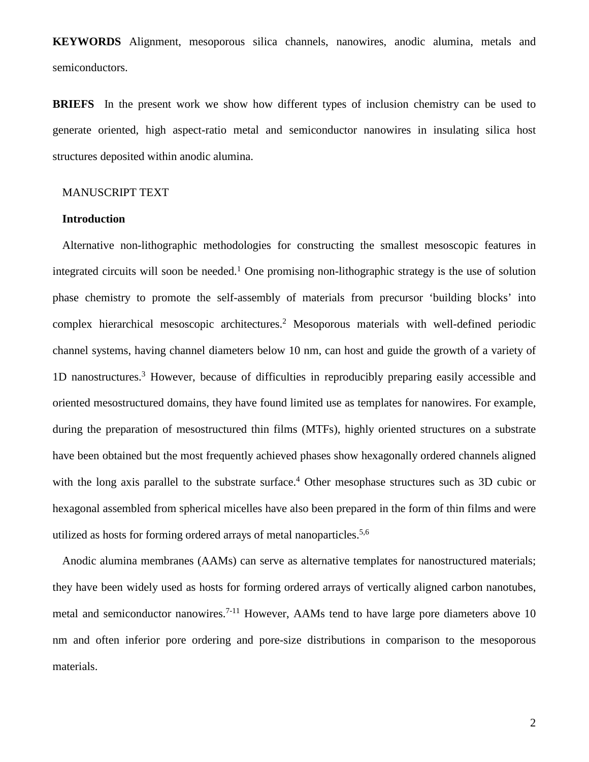**KEYWORDS** Alignment, mesoporous silica channels, nanowires, anodic alumina, metals and semiconductors.

**BRIEFS** In the present work we show how different types of inclusion chemistry can be used to generate oriented, high aspect-ratio metal and semiconductor nanowires in insulating silica host structures deposited within anodic alumina.

MANUSCRIPT TEXT

## Introduction

Alternative non-lithographic methodologies for constructing the smallest mesoscopic features in integrated circuits will soon be needed.[1] One promising non-lithographic strategy is the use of solution phase chemistry to promote the self-assembly of materials from precursor 'building blocks' into complex hierarchical mesoscopic architectures.[2] Mesoporous materials with well-defined periodic channel systems, having channel diameters below 10 nm, can host and guide the growth of a variety of 1D nanostructures.[3] However, because of difficulties in reproducibly preparing easily accessible and oriented mesostructured domains, they have found limited use as templates for nanowires. For example, during the preparation of mesostructured thin films (MTFs), highly oriented structures on a substrate have been obtained but the most frequently achieved phases show hexagonally ordered channels aligned with the long axis parallel to the substrate surface.[4] Other mesophase structures such as 3D cubic or hexagonal assembled from spherical micelles have also been prepared in the form of thin films and were utilized as hosts for forming ordered arrays of metal nanoparticles.[5,6]

Anodic alumina membranes (AAMs) can serve as alternative templates for nanostructured materials; they have been widely used as hosts for forming ordered arrays of vertically aligned carbon nanotubes, metal and semiconductor nanowires.[7-11] However, AAMs tend to have large pore diameters above 10 nm and often inferior pore ordering and pore-size distributions in comparison to the mesoporous materials.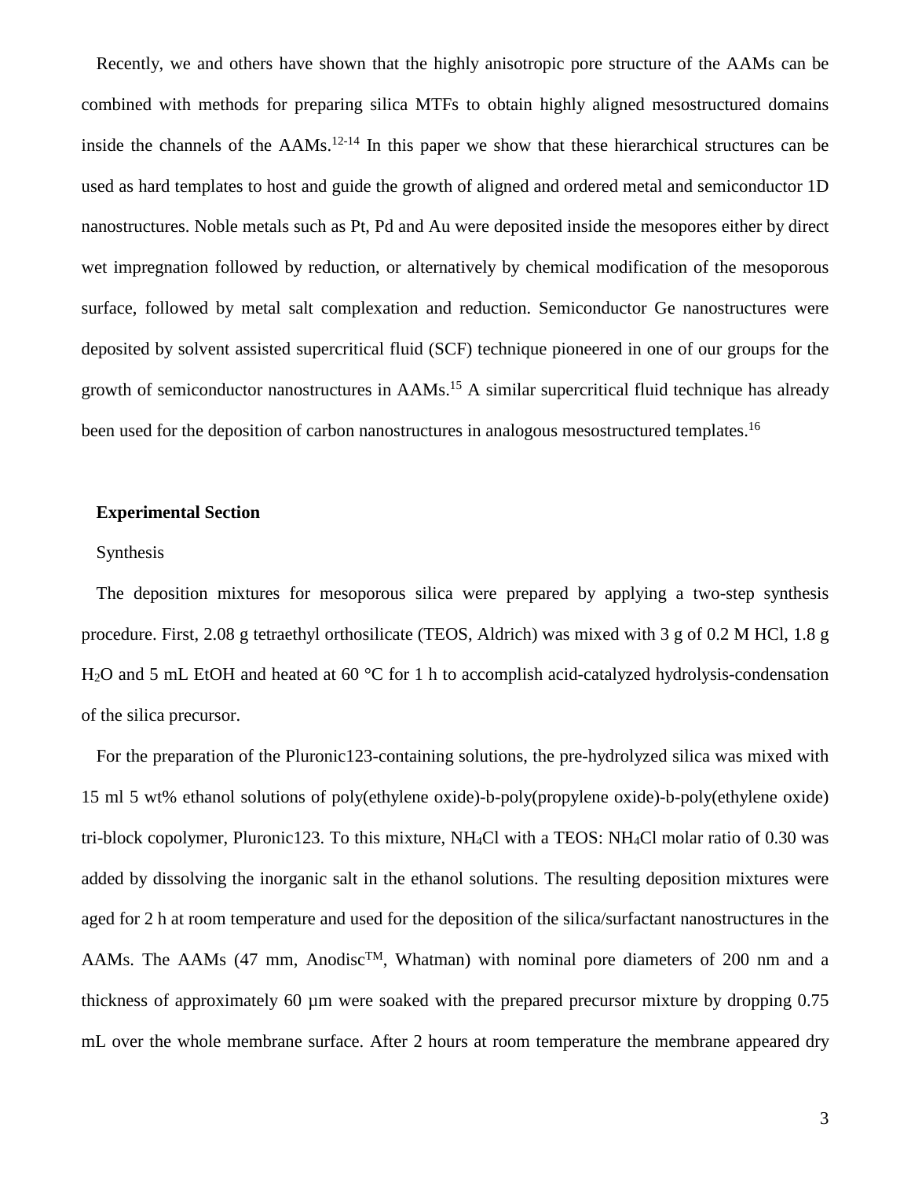Recently, we and others have shown that the highly anisotropic pore structure of the AAMs can be combined with methods for preparing silica MTFs to obtain highly aligned mesostructured domains inside the channels of the AAMs.[12-14] In this paper we show that these hierarchical structures can be used as hard templates to host and guide the growth of aligned and ordered metal and semiconductor 1D nanostructures. Noble metals such as Pt, Pd and Au were deposited inside the mesopores either by direct wet impregnation followed by reduction, or alternatively by chemical modification of the mesoporous surface, followed by metal salt complexation and reduction. Semiconductor Ge nanostructures were deposited by solvent assisted supercritical fluid (SCF) technique pioneered in one of our groups for the growth of semiconductor nanostructures in AAMs.[15] A similar supercritical fluid technique has already been used for the deposition of carbon nanostructures in analogous mesostructured templates.[16]

**Experimental Section**

Synthesis

The deposition mixtures for mesoporous silica were prepared by applying a two-step synthesis procedure. First, 2.08 g tetraethyl orthosilicate (TEOS, Aldrich) was mixed with 3 g of 0.2 M HCl, 1.8 g $H_2O$ and 5 mL EtOH and heated at 60 °C for 1 h to accomplish acid-catalyzed hydrolysis-condensation of the silica precursor.

For the preparation of the Pluronic123-containing solutions, the pre-hydrolyzed silica was mixed with 15 ml 5 wt% ethanol solutions of poly(ethylene oxide)-b-poly(propylene oxide)-b-poly(ethylene oxide) tri-block copolymer, Pluronic123. To this mixture, $NH_4Cl$ with a TEOS: $NH_4Cl$ molar ratio of 0.30 was added by dissolving the inorganic salt in the ethanol solutions. The resulting deposition mixtures were aged for 2 h at room temperature and used for the deposition of the silica/surfactant nanostructures in the AAMs. The AAMs (47 mm, Anodisc™, Whatman) with nominal pore diameters of 200 nm and a thickness of approximately 60 µm were soaked with the prepared precursor mixture by dropping 0.75 mL over the whole membrane surface. After 2 hours at room temperature the membrane appeared dry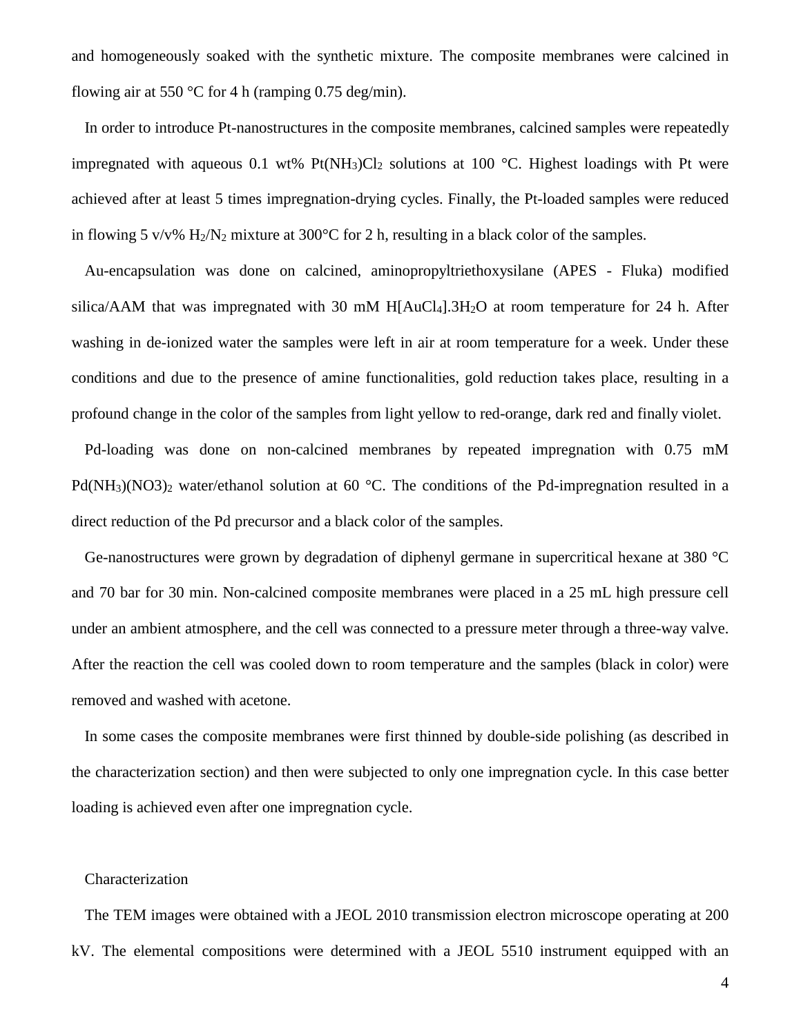and homogeneously soaked with the synthetic mixture. The composite membranes were calcined in flowing air at 550 °C for 4 h (ramping 0.75 deg/min).

In order to introduce Pt-nanostructures in the composite membranes, calcined samples were repeatedly impregnated with aqueous 0.1 wt% $Pt(NH_3)Cl_2$ solutions at 100 °C. Highest loadings with Pt were achieved after at least 5 times impregnation-drying cycles. Finally, the Pt-loaded samples were reduced in flowing 5 v/v% $H_2/N_2$ mixture at 300°C for 2 h, resulting in a black color of the samples.

Au-encapsulation was done on calcined, aminopropyltriethoxysilane (APES - Fluka) modified silica/AAM that was impregnated with 30 mM $H[AuCl_4].3H_2O$ at room temperature for 24 h. After washing in de-ionized water the samples were left in air at room temperature for a week. Under these conditions and due to the presence of amine functionalities, gold reduction takes place, resulting in a profound change in the color of the samples from light yellow to red-orange, dark red and finally violet.

Pd-loading was done on non-calcined membranes by repeated impregnation with 0.75 mM $Pd(NH_3)(NO3)_2$ water/ethanol solution at 60 °C. The conditions of the Pd-impregnation resulted in a direct reduction of the Pd precursor and a black color of the samples.

Ge-nanostructures were grown by degradation of diphenyl germane in supercritical hexane at 380 °C and 70 bar for 30 min. Non-calcined composite membranes were placed in a 25 mL high pressure cell under an ambient atmosphere, and the cell was connected to a pressure meter through a three-way valve. After the reaction the cell was cooled down to room temperature and the samples (black in color) were removed and washed with acetone.

In some cases the composite membranes were first thinned by double-side polishing (as described in the characterization section) and then were subjected to only one impregnation cycle. In this case better loading is achieved even after one impregnation cycle.

## Characterization

The TEM images were obtained with a JEOL 2010 transmission electron microscope operating at 200 kV. The elemental compositions were determined with a JEOL 5510 instrument equipped with an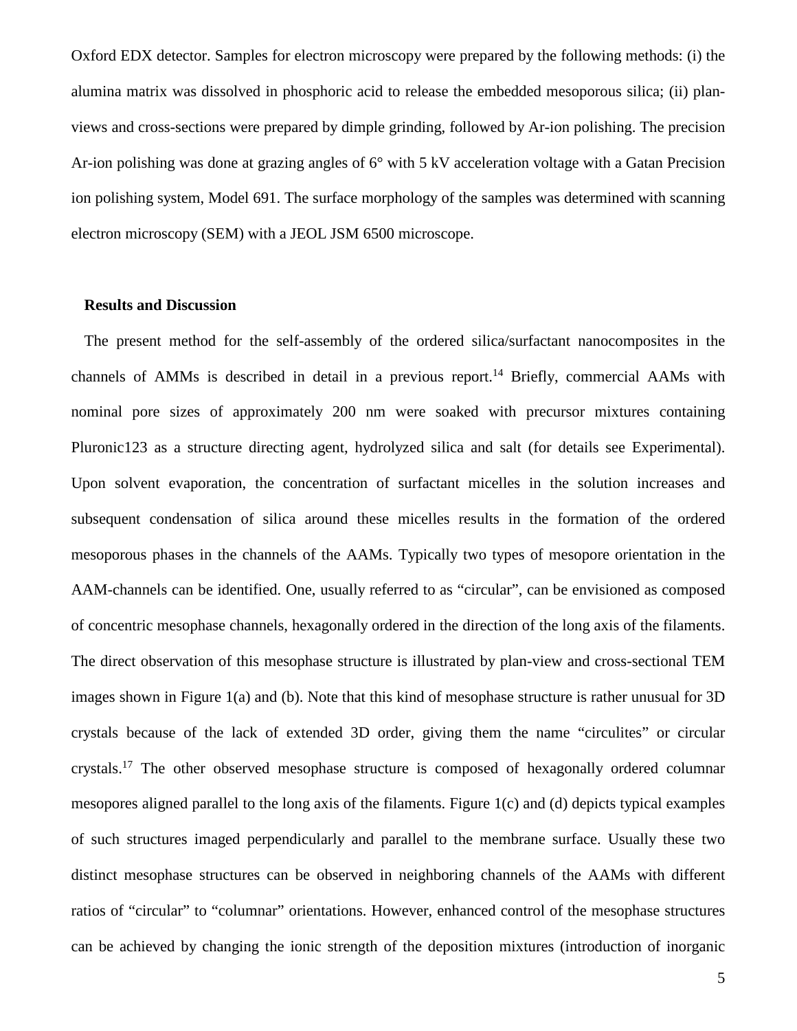Oxford EDX detector. Samples for electron microscopy were prepared by the following methods: (i) the alumina matrix was dissolved in phosphoric acid to release the embedded mesoporous silica; (ii) plan-views and cross-sections were prepared by dimple grinding, followed by Ar-ion polishing. The precision Ar-ion polishing was done at grazing angles of 6° with 5 kV acceleration voltage with a Gatan Precision ion polishing system, Model 691. The surface morphology of the samples was determined with scanning electron microscopy (SEM) with a JEOL JSM 6500 microscope.

## Results and Discussion

The present method for the self-assembly of the ordered silica/surfactant nanocomposites in the channels of AMMs is described in detail in a previous report.[14] Briefly, commercial AAMs with nominal pore sizes of approximately 200 nm were soaked with precursor mixtures containing Pluronic123 as a structure directing agent, hydrolyzed silica and salt (for details see Experimental). Upon solvent evaporation, the concentration of surfactant micelles in the solution increases and subsequent condensation of silica around these micelles results in the formation of the ordered mesoporous phases in the channels of the AAMs. Typically two types of mesopore orientation in the AAM-channels can be identified. One, usually referred to as "circular", can be envisioned as composed of concentric mesophase channels, hexagonally ordered in the direction of the long axis of the filaments. The direct observation of this mesophase structure is illustrated by plan-view and cross-sectional TEM images shown in Figure 1(a) and (b). Note that this kind of mesophase structure is rather unusual for 3D crystals because of the lack of extended 3D order, giving them the name "circulites" or circular crystals.[17] The other observed mesophase structure is composed of hexagonally ordered columnar mesopores aligned parallel to the long axis of the filaments. Figure 1(c) and (d) depicts typical examples of such structures imaged perpendicularly and parallel to the membrane surface. Usually these two distinct mesophase structures can be observed in neighboring channels of the AAMs with different ratios of "circular" to "columnar" orientations. However, enhanced control of the mesophase structures can be achieved by changing the ionic strength of the deposition mixtures (introduction of inorganic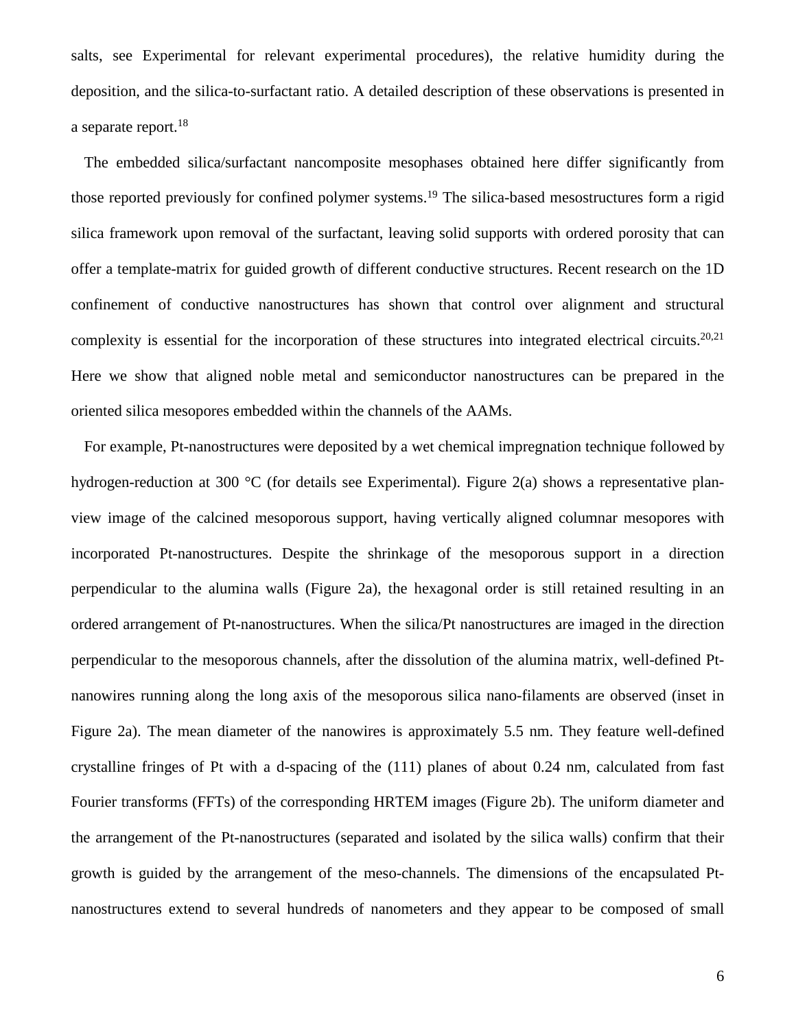salts, see Experimental for relevant experimental procedures), the relative humidity during the deposition, and the silica-to-surfactant ratio. A detailed description of these observations is presented in a separate report.[18]

The embedded silica/surfactant nancomposite mesophases obtained here differ significantly from those reported previously for confined polymer systems.[19] The silica-based mesostructures form a rigid silica framework upon removal of the surfactant, leaving solid supports with ordered porosity that can offer a template-matrix for guided growth of different conductive structures. Recent research on the 1D confinement of conductive nanostructures has shown that control over alignment and structural complexity is essential for the incorporation of these structures into integrated electrical circuits.[20,21] Here we show that aligned noble metal and semiconductor nanostructures can be prepared in the oriented silica mesopores embedded within the channels of the AAMs.

For example, Pt-nanostructures were deposited by a wet chemical impregnation technique followed by hydrogen-reduction at 300 °C (for details see Experimental). Figure 2(a) shows a representative plan-view image of the calcined mesoporous support, having vertically aligned columnar mesopores with incorporated Pt-nanostructures. Despite the shrinkage of the mesoporous support in a direction perpendicular to the alumina walls (Figure 2a), the hexagonal order is still retained resulting in an ordered arrangement of Pt-nanostructures. When the silica/Pt nanostructures are imaged in the direction perpendicular to the mesoporous channels, after the dissolution of the alumina matrix, well-defined Pt-nanowires running along the long axis of the mesoporous silica nano-filaments are observed (inset in Figure 2a). The mean diameter of the nanowires is approximately 5.5 nm. They feature well-defined crystalline fringes of Pt with a d-spacing of the (111) planes of about 0.24 nm, calculated from fast Fourier transforms (FFTs) of the corresponding HRTEM images (Figure 2b). The uniform diameter and the arrangement of the Pt-nanostructures (separated and isolated by the silica walls) confirm that their growth is guided by the arrangement of the meso-channels. The dimensions of the encapsulated Pt-nanostructures extend to several hundreds of nanometers and they appear to be composed of small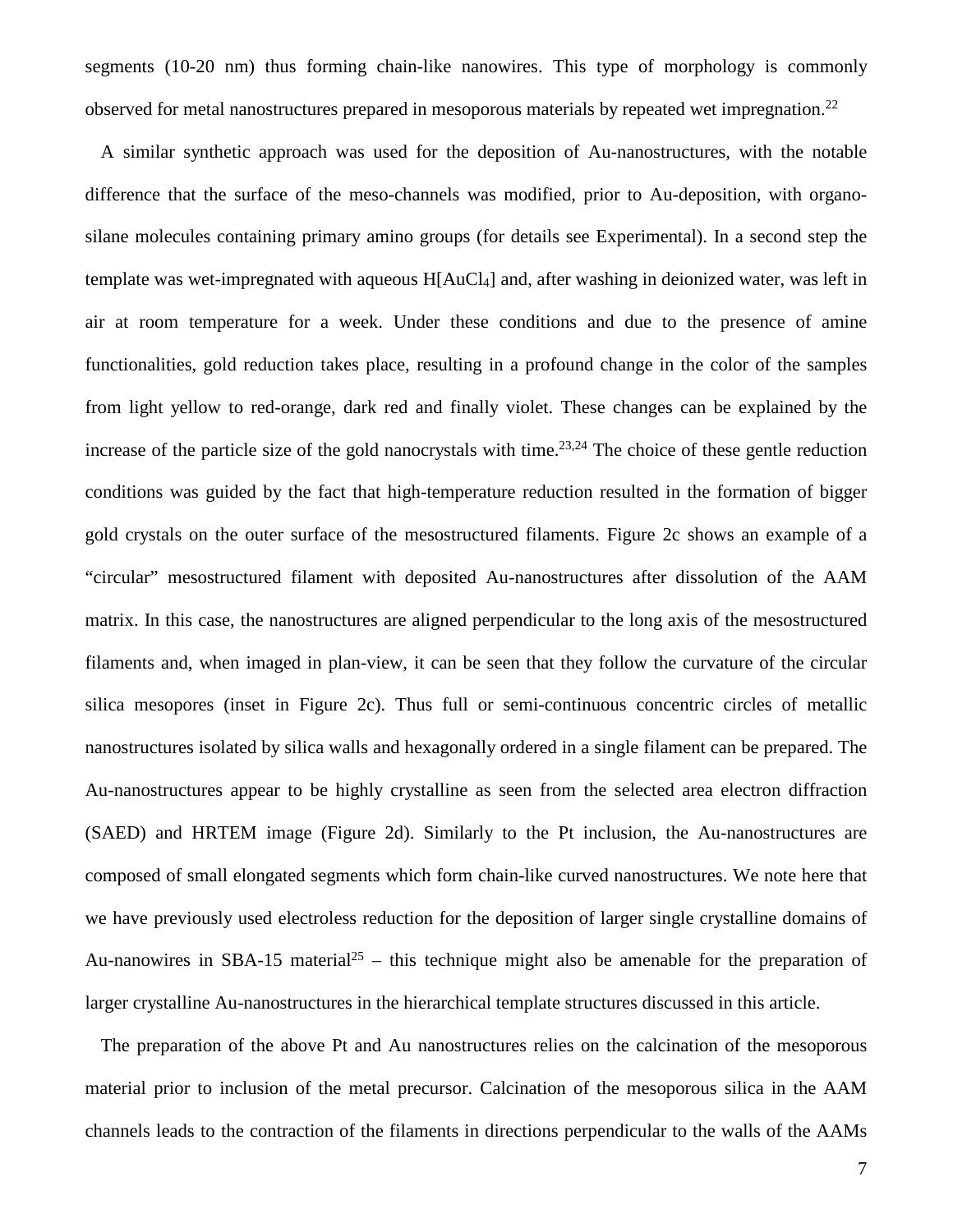segments (10-20 nm) thus forming chain-like nanowires. This type of morphology is commonly observed for metal nanostructures prepared in mesoporous materials by repeated wet impregnation.[22]

A similar synthetic approach was used for the deposition of Au-nanostructures, with the notable difference that the surface of the meso-channels was modified, prior to Au-deposition, with organo-silane molecules containing primary amino groups (for details see Experimental). In a second step the template was wet-impregnated with aqueous $H[AuCl_4]$ and, after washing in deionized water, was left in air at room temperature for a week. Under these conditions and due to the presence of amine functionalities, gold reduction takes place, resulting in a profound change in the color of the samples from light yellow to red-orange, dark red and finally violet. These changes can be explained by the increase of the particle size of the gold nanocrystals with time.[23,24] The choice of these gentle reduction conditions was guided by the fact that high-temperature reduction resulted in the formation of bigger gold crystals on the outer surface of the mesostructured filaments. Figure 2c shows an example of a "circular" mesostructured filament with deposited Au-nanostructures after dissolution of the AAM matrix. In this case, the nanostructures are aligned perpendicular to the long axis of the mesostructured filaments and, when imaged in plan-view, it can be seen that they follow the curvature of the circular silica mesopores (inset in Figure 2c). Thus full or semi-continuous concentric circles of metallic nanostructures isolated by silica walls and hexagonally ordered in a single filament can be prepared. The Au-nanostructures appear to be highly crystalline as seen from the selected area electron diffraction (SAED) and HRTEM image (Figure 2d). Similarly to the Pt inclusion, the Au-nanostructures are composed of small elongated segments which form chain-like curved nanostructures. We note here that we have previously used electroless reduction for the deposition of larger single crystalline domains of Au-nanowires in SBA-15 material[25] – this technique might also be amenable for the preparation of larger crystalline Au-nanostructures in the hierarchical template structures discussed in this article.

The preparation of the above Pt and Au nanostructures relies on the calcination of the mesoporous material prior to inclusion of the metal precursor. Calcination of the mesoporous silica in the AAM channels leads to the contraction of the filaments in directions perpendicular to the walls of the AAMs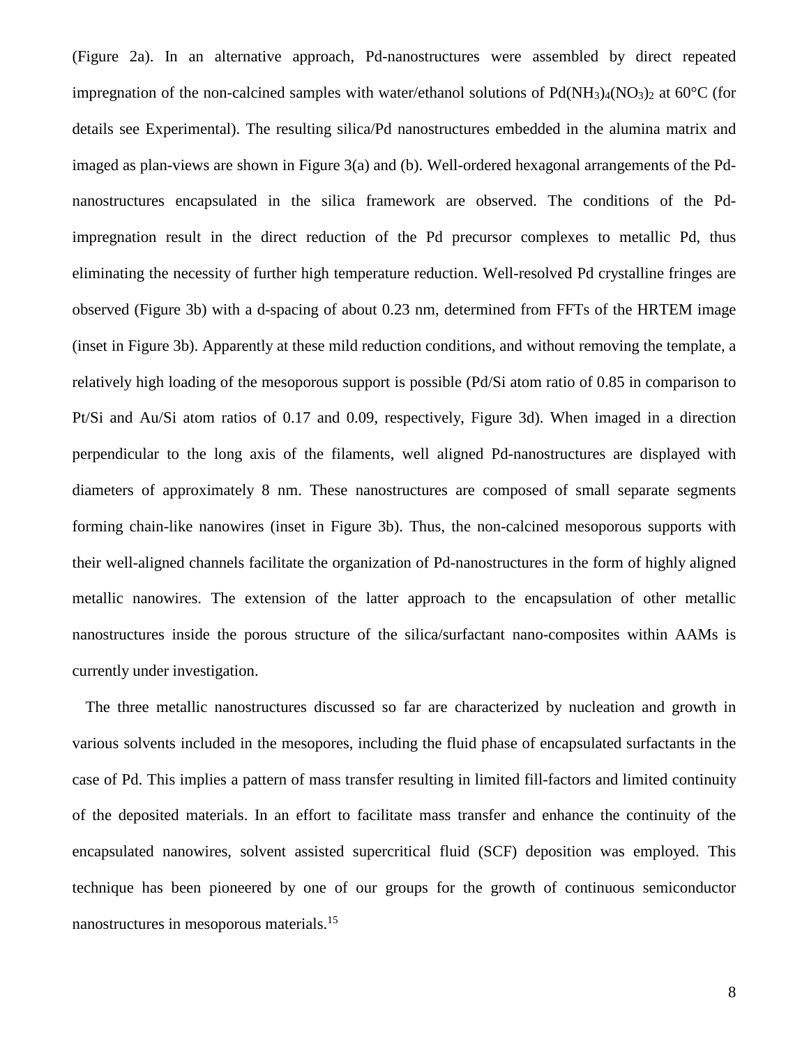(Figure 2a). In an alternative approach, Pd-nanostructures were assembled by direct repeated impregnation of the non-calcined samples with water/ethanol solutions of $Pd(NH_3)_4(NO_3)_2$ at 60°C (for details see Experimental). The resulting silica/Pd nanostructures embedded in the alumina matrix and imaged as plan-views are shown in Figure 3(a) and (b). Well-ordered hexagonal arrangements of the Pd-nanostructures encapsulated in the silica framework are observed. The conditions of the Pd-impregnation result in the direct reduction of the Pd precursor complexes to metallic Pd, thus eliminating the necessity of further high temperature reduction. Well-resolved Pd crystalline fringes are observed (Figure 3b) with a d-spacing of about 0.23 nm, determined from FFTs of the HRTEM image (inset in Figure 3b). Apparently at these mild reduction conditions, and without removing the template, a relatively high loading of the mesoporous support is possible (Pd/Si atom ratio of 0.85 in comparison to Pt/Si and Au/Si atom ratios of 0.17 and 0.09, respectively, Figure 3d). When imaged in a direction perpendicular to the long axis of the filaments, well aligned Pd-nanostructures are displayed with diameters of approximately 8 nm. These nanostructures are composed of small separate segments forming chain-like nanowires (inset in Figure 3b). Thus, the non-calcined mesoporous supports with their well-aligned channels facilitate the organization of Pd-nanostructures in the form of highly aligned metallic nanowires. The extension of the latter approach to the encapsulation of other metallic nanostructures inside the porous structure of the silica/surfactant nano-composites within AAMs is currently under investigation.

The three metallic nanostructures discussed so far are characterized by nucleation and growth in various solvents included in the mesopores, including the fluid phase of encapsulated surfactants in the case of Pd. This implies a pattern of mass transfer resulting in limited fill-factors and limited continuity of the deposited materials. In an effort to facilitate mass transfer and enhance the continuity of the encapsulated nanowires, solvent assisted supercritical fluid (SCF) deposition was employed. This technique has been pioneered by one of our groups for the growth of continuous semiconductor nanostructures in mesoporous materials.[15]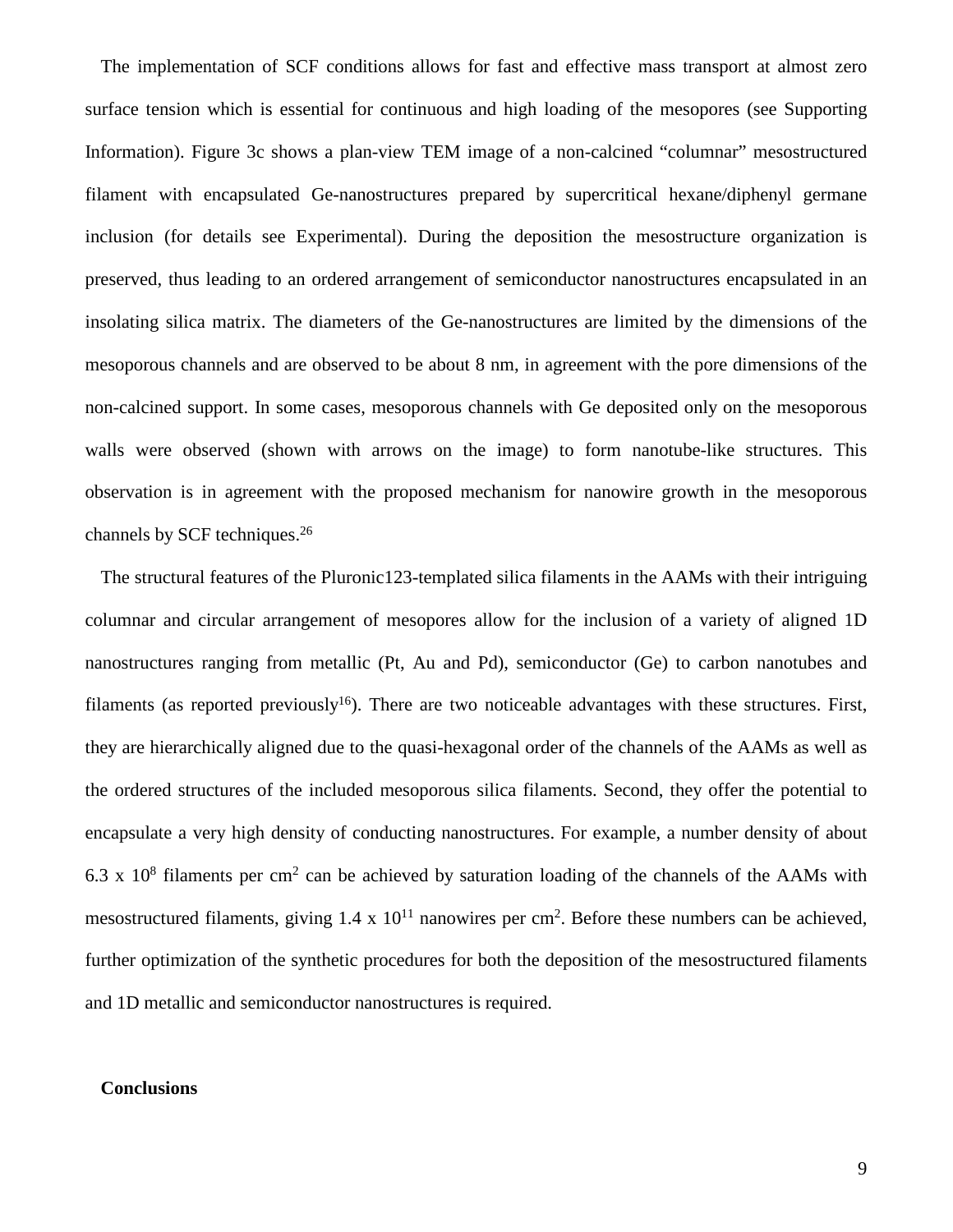The implementation of SCF conditions allows for fast and effective mass transport at almost zero surface tension which is essential for continuous and high loading of the mesopores (see Supporting Information). Figure 3c shows a plan-view TEM image of a non-calcined “columnar” mesostructured filament with encapsulated Ge-nanostructures prepared by supercritical hexane/diphenyl germane inclusion (for details see Experimental). During the deposition the mesostructure organization is preserved, thus leading to an ordered arrangement of semiconductor nanostructures encapsulated in an insolating silica matrix. The diameters of the Ge-nanostructures are limited by the dimensions of the mesoporous channels and are observed to be about 8 nm, in agreement with the pore dimensions of the non-calcined support. In some cases, mesoporous channels with Ge deposited only on the mesoporous walls were observed (shown with arrows on the image) to form nanotube-like structures. This observation is in agreement with the proposed mechanism for nanowire growth in the mesoporous channels by SCF techniques.[26]

The structural features of the Pluronic123-templated silica filaments in the AAMs with their intriguing columnar and circular arrangement of mesopores allow for the inclusion of a variety of aligned 1D nanostructures ranging from metallic (Pt, Au and Pd), semiconductor (Ge) to carbon nanotubes and filaments (as reported previously[16]). There are two noticeable advantages with these structures. First, they are hierarchically aligned due to the quasi-hexagonal order of the channels of the AAMs as well as the ordered structures of the included mesoporous silica filaments. Second, they offer the potential to encapsulate a very high density of conducting nanostructures. For example, a number density of about $6.3 \times 10^{8}$ filaments per $cm^2$ can be achieved by saturation loading of the channels of the AAMs with mesostructured filaments, giving $1.4 \times 10^{11}$ nanowires per $cm^2$. Before these numbers can be achieved, further optimization of the synthetic procedures for both the deposition of the mesostructured filaments and 1D metallic and semiconductor nanostructures is required.

## Conclusions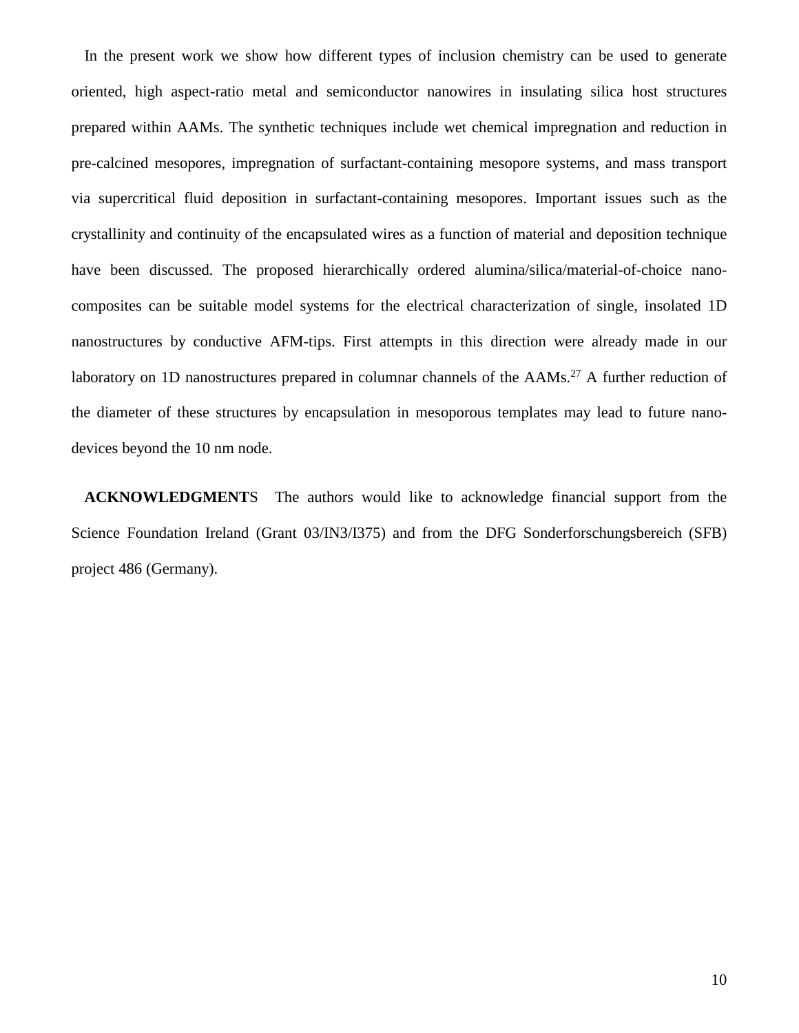In the present work we show how different types of inclusion chemistry can be used to generate oriented, high aspect-ratio metal and semiconductor nanowires in insulating silica host structures prepared within AAMs. The synthetic techniques include wet chemical impregnation and reduction in pre-calcined mesopores, impregnation of surfactant-containing mesopore systems, and mass transport via supercritical fluid deposition in surfactant-containing mesopores. Important issues such as the crystallinity and continuity of the encapsulated wires as a function of material and deposition technique have been discussed. The proposed hierarchically ordered alumina/silica/material-of-choice nano-composites can be suitable model systems for the electrical characterization of single, insolated 1D nanostructures by conductive AFM-tips. First attempts in this direction were already made in our laboratory on 1D nanostructures prepared in columnar channels of the AAMs.[27] A further reduction of the diameter of these structures by encapsulation in mesoporous templates may lead to future nano-devices beyond the 10 nm node.

**ACKNOWLEDGMENTS** The authors would like to acknowledge financial support from the Science Foundation Ireland (Grant 03/IN3/I375) and from the DFG Sonderforschungsbereich (SFB) project 486 (Germany).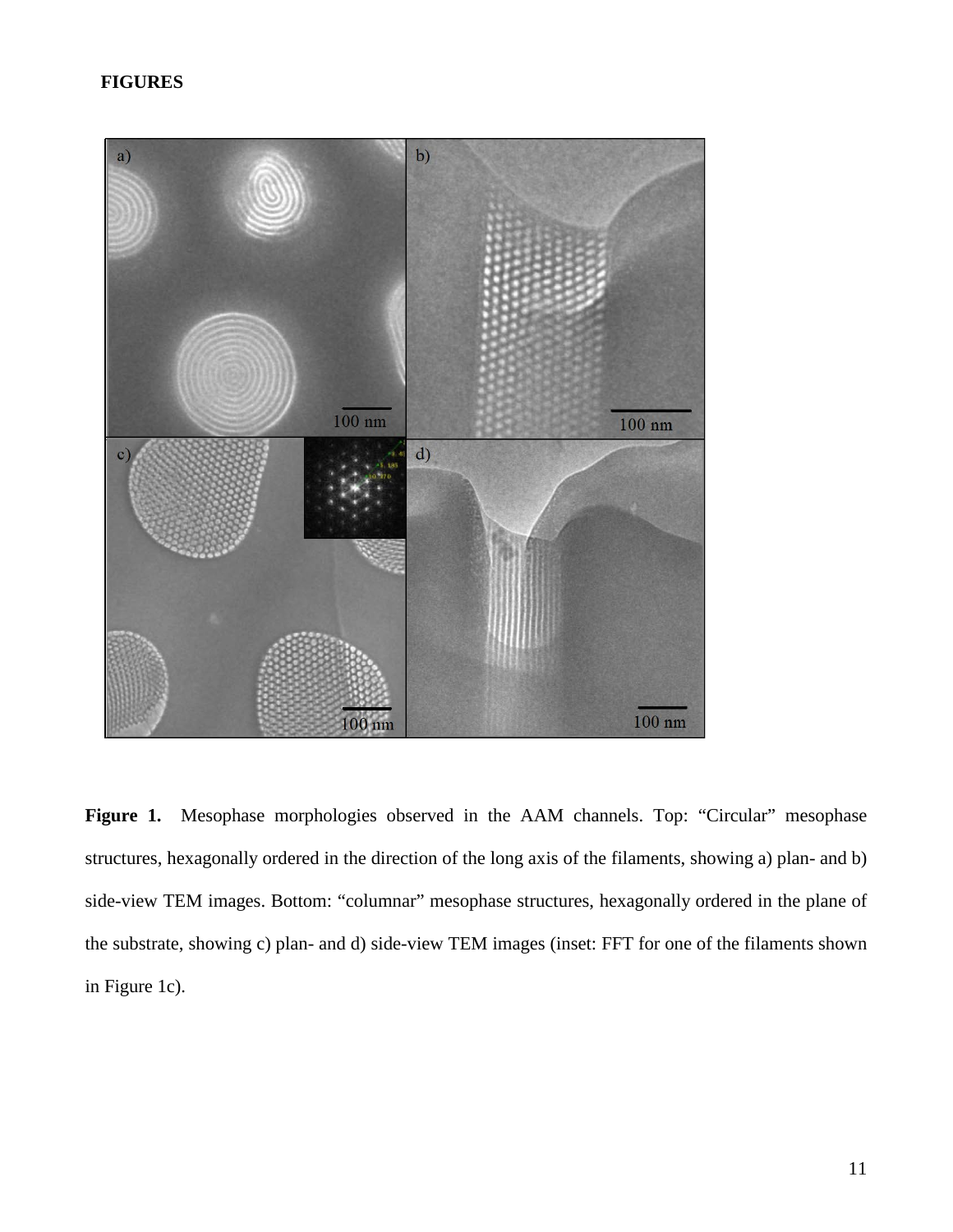**FIGURES**

**Figure 1.** Mesophase morphologies observed in the AAM channels. Top: “Circular” mesophase structures, hexagonally ordered in the direction of the long axis of the filaments, showing a) plan- and b) side-view TEM images. Bottom: “columnar” mesophase structures, hexagonally ordered in the plane of the substrate, showing c) plan- and d) side-view TEM images (inset: FFT for one of the filaments shown in Figure 1c).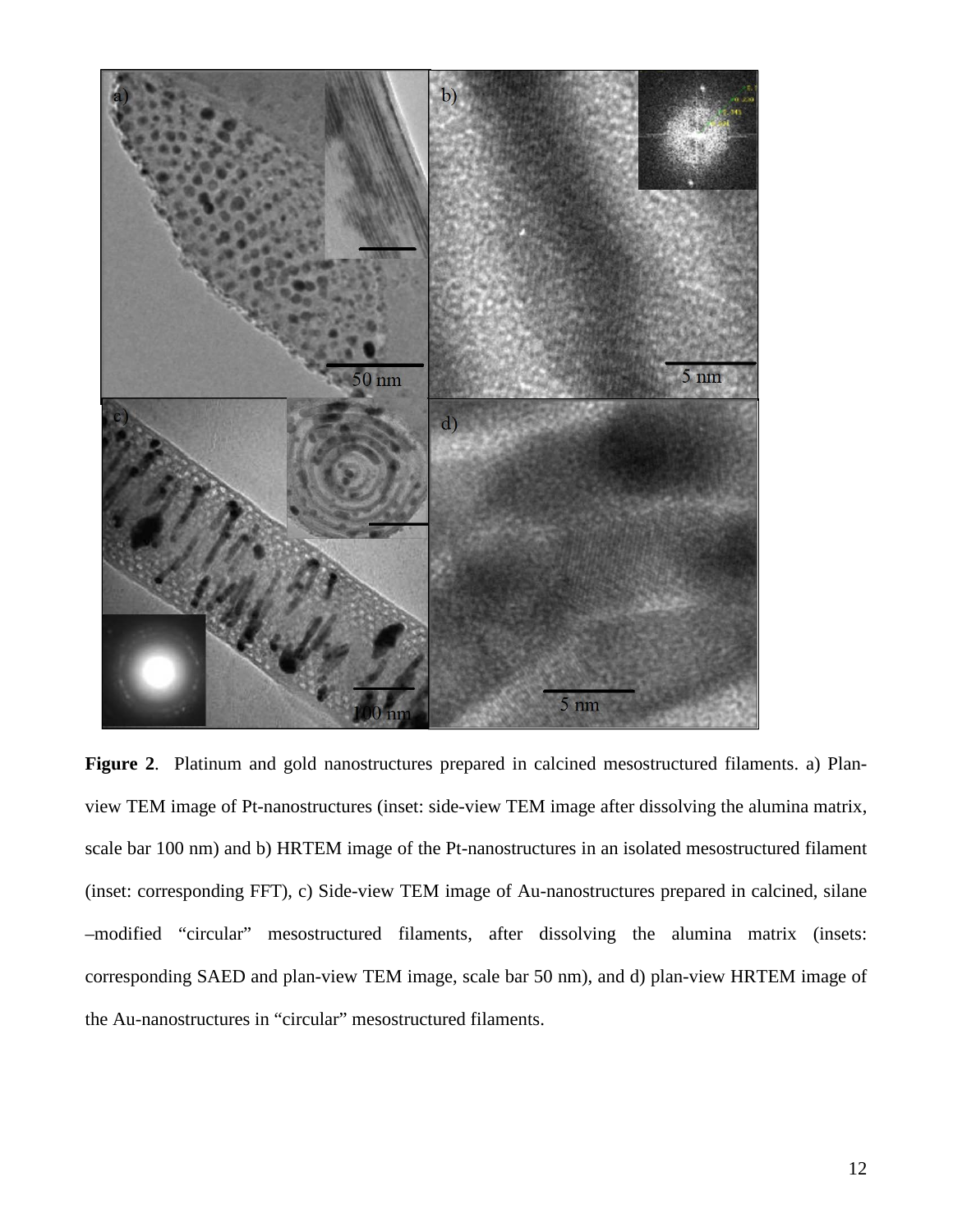**Figure 2**. Platinum and gold nanostructures prepared in calcined mesostructured filaments. a) Plan-view TEM image of Pt-nanostructures (inset: side-view TEM image after dissolving the alumina matrix, scale bar 100 nm) and b) HRTEM image of the Pt-nanostructures in an isolated mesostructured filament (inset: corresponding FFT), c) Side-view TEM image of Au-nanostructures prepared in calcined, silane –modified "circular" mesostructured filaments, after dissolving the alumina matrix (insets: corresponding SAED and plan-view TEM image, scale bar 50 nm), and d) plan-view HRTEM image of the Au-nanostructures in "circular" mesostructured filaments.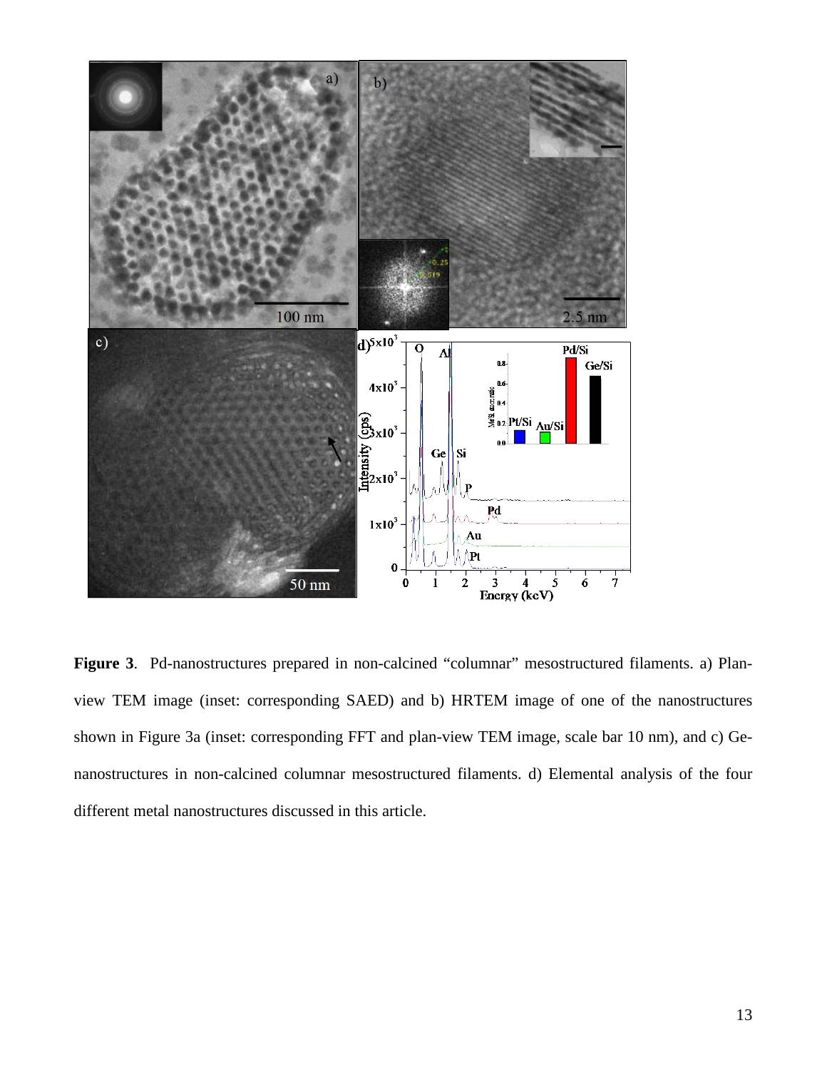**Figure 3**. Pd-nanostructures prepared in non-calcined “columnar” mesostructured filaments. a) Plan-view TEM image (inset: corresponding SAED) and b) HRTEM image of one of the nanostructures shown in Figure 3a (inset: corresponding FFT and plan-view TEM image, scale bar 10 nm), and c) Ge-nanostructures in non-calcined columnar mesostructured filaments. d) Elemental analysis of the four different metal nanostructures discussed in this article.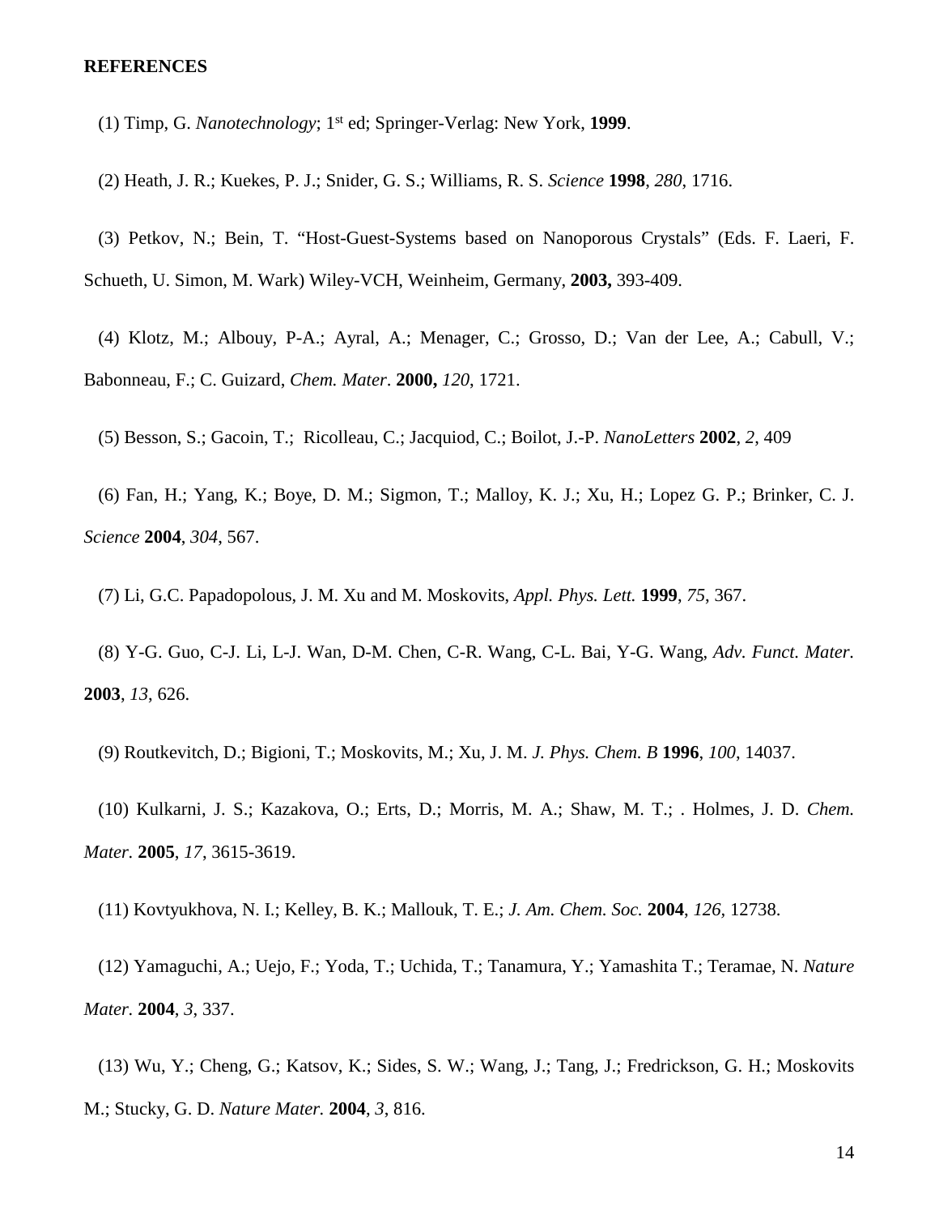**REFERENCES**

(1) Timp, G. *Nanotechnology*; 1st ed; Springer-Verlag: New York, **1999**.

(2) Heath, J. R.; Kuekes, P. J.; Snider, G. S.; Williams, R. S. *Science* **1998**, *280*, 1716.

(3) Petkov, N.; Bein, T. “Host-Guest-Systems based on Nanoporous Crystals” (Eds. F. Laeri, F. Schueth, U. Simon, M. Wark) Wiley-VCH, Weinheim, Germany, **2003,** 393-409.

(4) Klotz, M.; Albouy, P-A.; Ayral, A.; Menager, C.; Grosso, D.; Van der Lee, A.; Cabull, V.; Babonneau, F.; C. Guizard, *Chem. Mater.* **2000,** *120*, 1721.

(5) Besson, S.; Gacoin, T.; Ricolleau, C.; Jacquiod, C.; Boilot, J.-P. *NanoLetters* **2002**, *2*, 409

(6) Fan, H.; Yang, K.; Boye, D. M.; Sigmon, T.; Malloy, K. J.; Xu, H.; Lopez G. P.; Brinker, C. J. *Science* **2004**, *304*, 567.

(7) Li, G.C. Papadopolous, J. M. Xu and M. Moskovits, *Appl. Phys. Lett.* **1999**, *75*, 367.

(8) Y-G. Guo, C-J. Li, L-J. Wan, D-M. Chen, C-R. Wang, C-L. Bai, Y-G. Wang, *Adv. Funct. Mater.* **2003**, *13*, 626.

(9) Routkevitch, D.; Bigioni, T.; Moskovits, M.; Xu, J. M. *J. Phys. Chem. B* **1996**, *100*, 14037.

(10) Kulkarni, J. S.; Kazakova, O.; Erts, D.; Morris, M. A.; Shaw, M. T.; . Holmes, J. D. *Chem. Mater.* **2005**, *17*, 3615-3619.

(11) Kovtyukhova, N. I.; Kelley, B. K.; Mallouk, T. E.; *J. Am. Chem. Soc.* **2004**, *126*, 12738.

(12) Yamaguchi, A.; Uejo, F.; Yoda, T.; Uchida, T.; Tanamura, Y.; Yamashita T.; Teramae, N. *Nature Mater.* **2004**, *3*, 337.

(13) Wu, Y.; Cheng, G.; Katsov, K.; Sides, S. W.; Wang, J.; Tang, J.; Fredrickson, G. H.; Moskovits M.; Stucky, G. D. *Nature Mater.* **2004**, *3*, 816.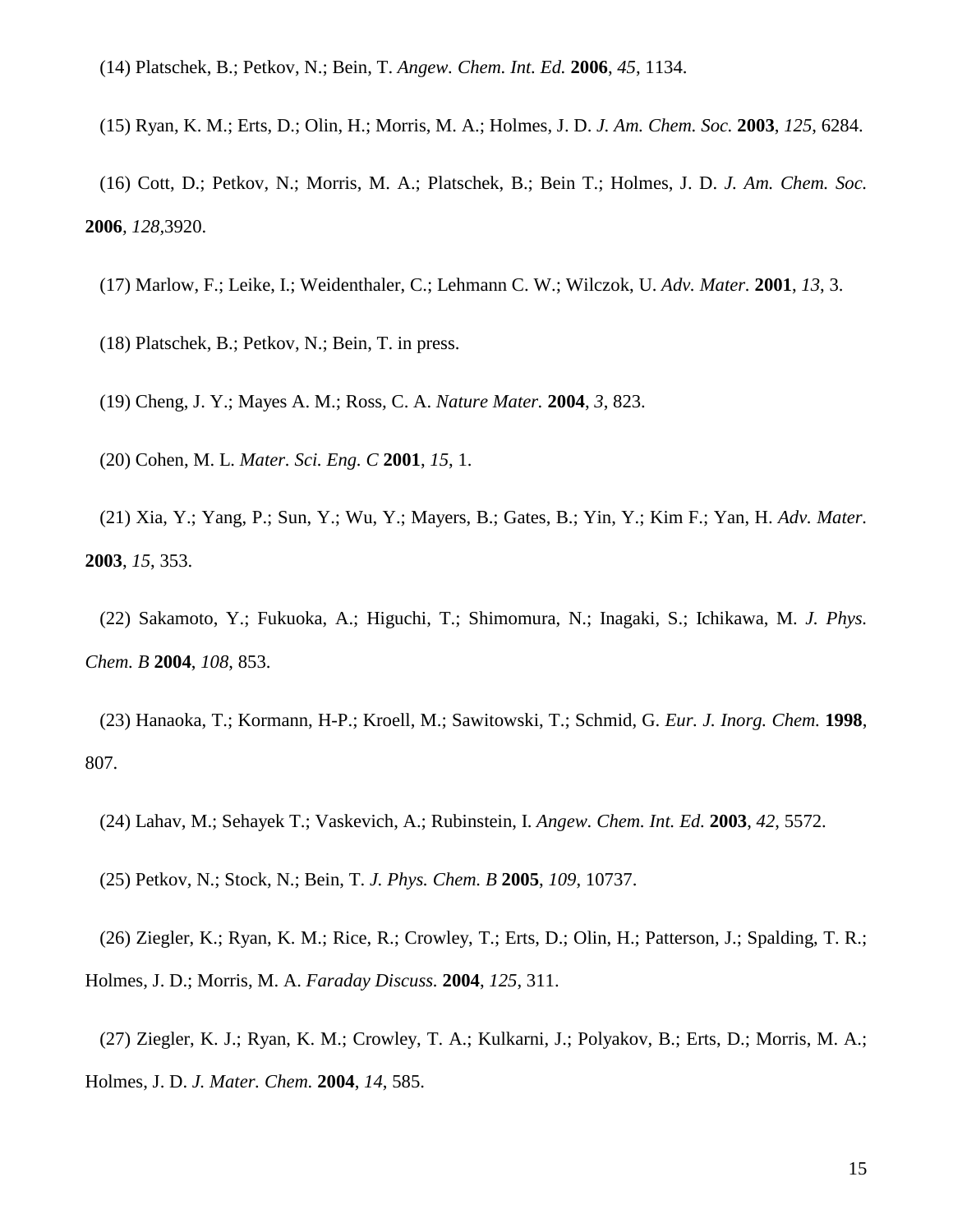(14) Platschek, B.; Petkov, N.; Bein, T. *Angew. Chem. Int. Ed.* **2006**, *45*, 1134.

(15) Ryan, K. M.; Erts, D.; Olin, H.; Morris, M. A.; Holmes, J. D. *J. Am. Chem. Soc.* **2003**, *125*, 6284.

(16) Cott, D.; Petkov, N.; Morris, M. A.; Platschek, B.; Bein T.; Holmes, J. D. *J. Am. Chem. Soc.* **2006**, *128*,3920.

(17) Marlow, F.; Leike, I.; Weidenthaler, C.; Lehmann C. W.; Wilczok, U. *Adv. Mater.* **2001**, *13*, 3.

(18) Platschek, B.; Petkov, N.; Bein, T. in press.

(19) Cheng, J. Y.; Mayes A. M.; Ross, C. A. *Nature Mater.* **2004**, *3*, 823.

(20) Cohen, M. L. *Mater. Sci. Eng. C* **2001**, *15*, 1.

(21) Xia, Y.; Yang, P.; Sun, Y.; Wu, Y.; Mayers, B.; Gates, B.; Yin, Y.; Kim F.; Yan, H. *Adv. Mater.* **2003**, *15*, 353.

(22) Sakamoto, Y.; Fukuoka, A.; Higuchi, T.; Shimomura, N.; Inagaki, S.; Ichikawa, M. *J. Phys. Chem. B* **2004**, *108*, 853.

(23) Hanaoka, T.; Kormann, H-P.; Kroell, M.; Sawitowski, T.; Schmid, G. *Eur. J. Inorg. Chem.* **1998**, 807.

(24) Lahav, M.; Sehayek T.; Vaskevich, A.; Rubinstein, I. *Angew. Chem. Int. Ed.* **2003**, *42*, 5572.

(25) Petkov, N.; Stock, N.; Bein, T. *J. Phys. Chem. B* **2005**, *109*, 10737.

(26) Ziegler, K.; Ryan, K. M.; Rice, R.; Crowley, T.; Erts, D.; Olin, H.; Patterson, J.; Spalding, T. R.; Holmes, J. D.; Morris, M. A. *Faraday Discuss.* **2004**, *125*, 311.

(27) Ziegler, K. J.; Ryan, K. M.; Crowley, T. A.; Kulkarni, J.; Polyakov, B.; Erts, D.; Morris, M. A.; Holmes, J. D. *J. Mater. Chem.* **2004**, *14*, 585.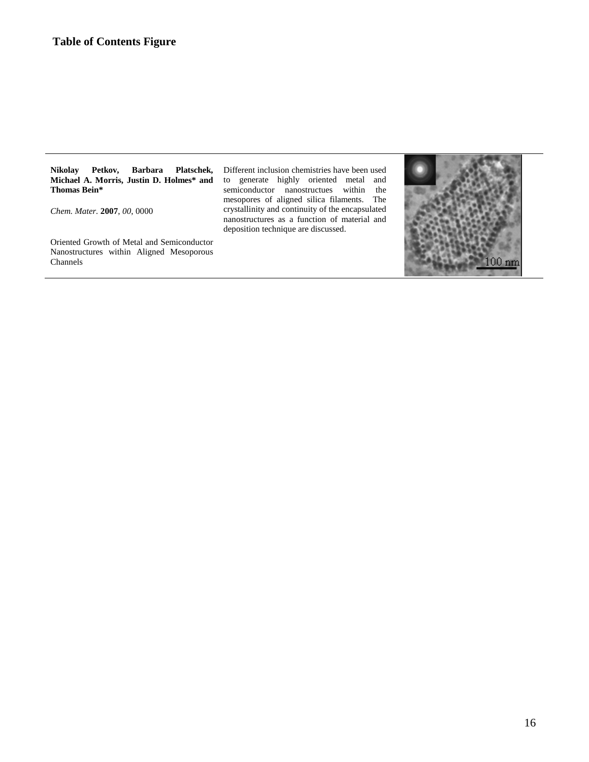# Table of Contents Figure

**Nikolay Petkov, Barbara Platschek, Michael A. Morris, Justin D. Holmes* and Thomas Bein***

*Chem. Mater.* **2007**, *00*, 0000

Oriented Growth of Metal and Semiconductor Nanostructures within Aligned Mesoporous Channels

Different inclusion chemistries have been used to generate highly oriented metal and semiconductor nanostructues within the mesopores of aligned silica filaments. The crystallinity and continuity of the encapsulated nanostructures as a function of material and deposition technique are discussed.

100 nm